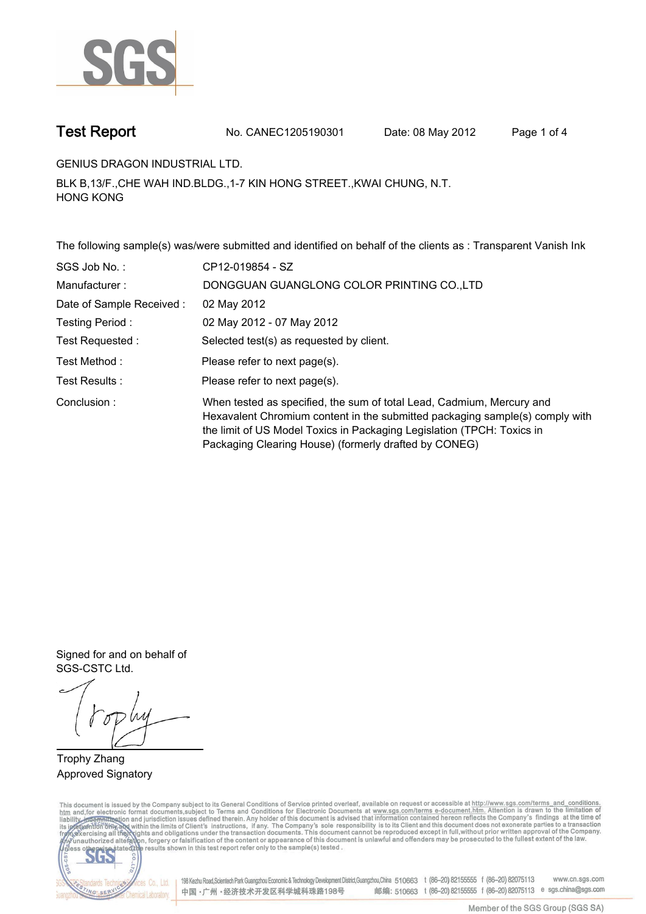# Test Report

No. CANEC1205190301 Date: 08 May 2012

GENIUS DRAGON INDUSTRIAL LTD.

BLK B,13/F.,CHE WAH IND.BLDG.,1-7 KIN HONG STREET.,KWAI CHUNG, N.T.
HONG KONG

The following sample(s) was/were submitted and identified on behalf of the clients as : Transparent Vanish Ink

| | |
|---|---|
| SGS Job No. : | CP12-019854 - SZ |
| Manufacturer : | DONGGUAN GUANGLONG COLOR PRINTING CO.,LTD |
| Date of Sample Received : | 02 May 2012 |
| Testing Period : | 02 May 2012 - 07 May 2012 |
| Test Requested : | Selected test(s) as requested by client. |
| Test Method : | Please refer to next page(s). |
| Test Results : | Please refer to next page(s). |
| Conclusion : | When tested as specified, the sum of total Lead, Cadmium, Mercury and Hexavalent Chromium content in the submitted packaging sample(s) comply with the limit of US Model Toxics in Packaging Legislation (TPCH: Toxics in Packaging Clearing House) (formerly drafted by CONEG) |

Signed for and on behalf of
SGS-CSTC Ltd.

Trophy Zhang
Approved Signatory

This document is issued by the Company subject to its General Conditions of Service printed overleaf, available on request or accessible at http://www.sgs.com/terms_and_conditions.htm and,for electronic format documents,subject to Terms and Conditions for Electronic Documents at www.sgs.com/terms_e-document.htm. Attention is drawn to the limitation of liability, indemnification and jurisdiction issues defined therein. Any holder of this document is advised that information contained hereon reflects the Company's findings at the time of its intervention only and within the limits of Client's instructions, if any. The Company's sole responsibility is to its Client and this document does not exonerate parties to a transaction from exercising all their rights and obligations under the transaction documents. This document cannot be reproduced except in full,without prior written approval of the Company. Any unauthorized alteration, forgery or falsification of the content or appearance of this document is unlawful and offenders may be prosecuted to the fullest extent of the law. Unless otherwise stated the results shown in this test report refer only to the sample(s) tested .

198 Kezhu Road,Scientech Park Guangzhou Economic & Technology Development District,Guangzhou,China 510663 t (86-20) 82155555 f (86-20) 82075113 www.cn.sgs.com
中国 · 广州 · 经济技术开发区科学城科珠路198号 邮编: 510663 t (86-20) 82155555 f (86-20) 82075113 e sgs.china@sgs.com

Member of the SGS Group (SGS SA)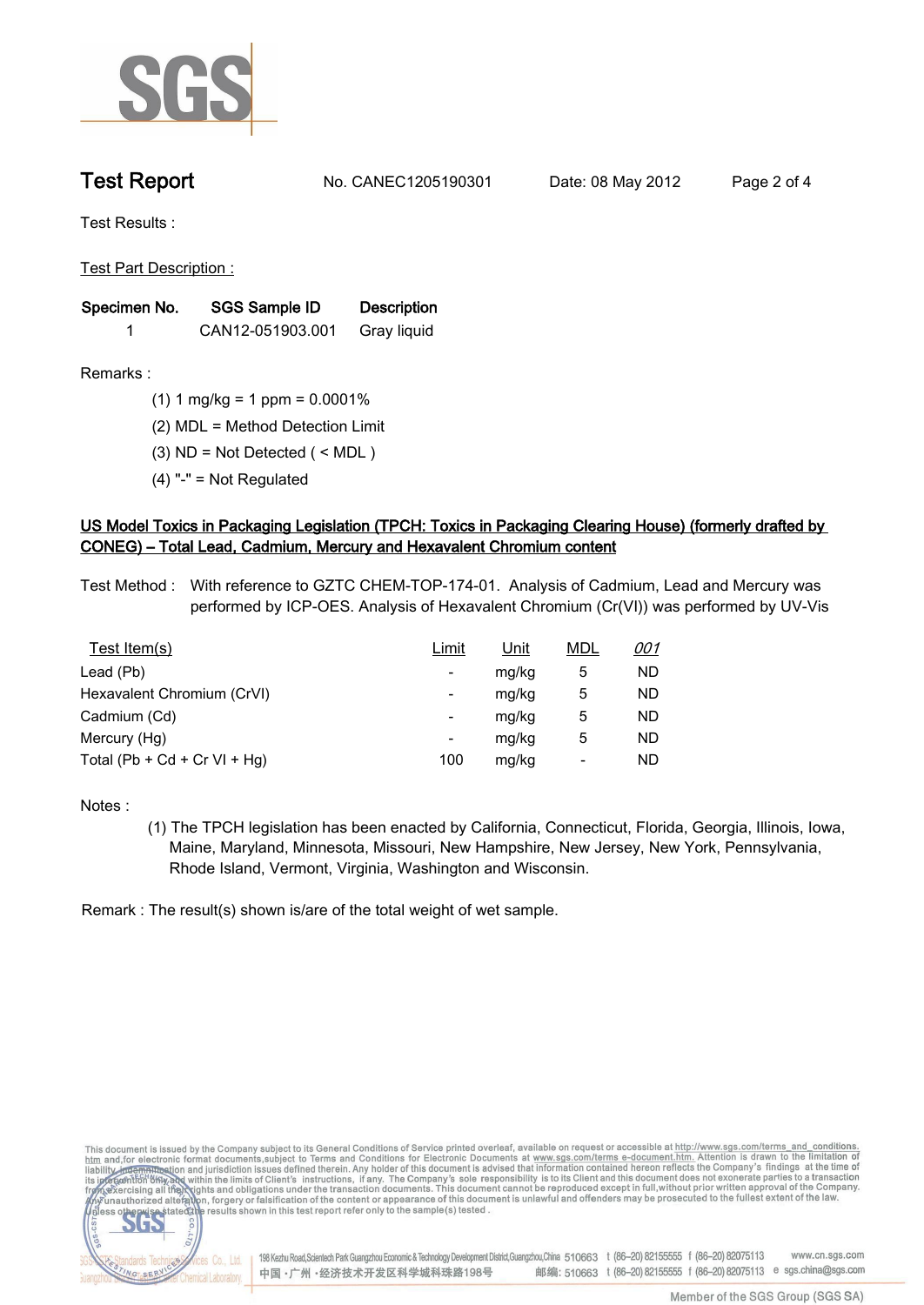**Test Report** No. CANEC1205190301 Date: 08 May 2012

Test Results :

Test Part Description :

| Specimen No. | SGS Sample ID | Description |
|---|---|---|
| 1 | CAN12-051903.001 | Gray liquid |

Remarks :

(1) 1 mg/kg = 1 ppm = 0.0001%

(2) MDL = Method Detection Limit

(3) ND = Not Detected ( < MDL )

(4) "-" = Not Regulated

**US Model Toxics in Packaging Legislation (TPCH: Toxics in Packaging Clearing House) (formerly drafted by CONEG) – Total Lead, Cadmium, Mercury and Hexavalent Chromium content**

Test Method : With reference to GZTC CHEM-TOP-174-01. Analysis of Cadmium, Lead and Mercury was performed by ICP-OES. Analysis of Hexavalent Chromium (Cr(VI)) was performed by UV-Vis

| Test Item(s) | Limit | Unit | MDL | *001* |
|---|---|---|---|---|
| Lead (Pb) | - | mg/kg | 5 | ND |
| Hexavalent Chromium (CrVI) | - | mg/kg | 5 | ND |
| Cadmium (Cd) | - | mg/kg | 5 | ND |
| Mercury (Hg) | - | mg/kg | 5 | ND |
| Total (Pb + Cd + Cr VI + Hg) | 100 | mg/kg | - | ND |

Notes :

(1) The TPCH legislation has been enacted by California, Connecticut, Florida, Georgia, Illinois, Iowa, Maine, Maryland, Minnesota, Missouri, New Hampshire, New Jersey, New York, Pennsylvania, Rhode Island, Vermont, Virginia, Washington and Wisconsin.

Remark : The result(s) shown is/are of the total weight of wet sample.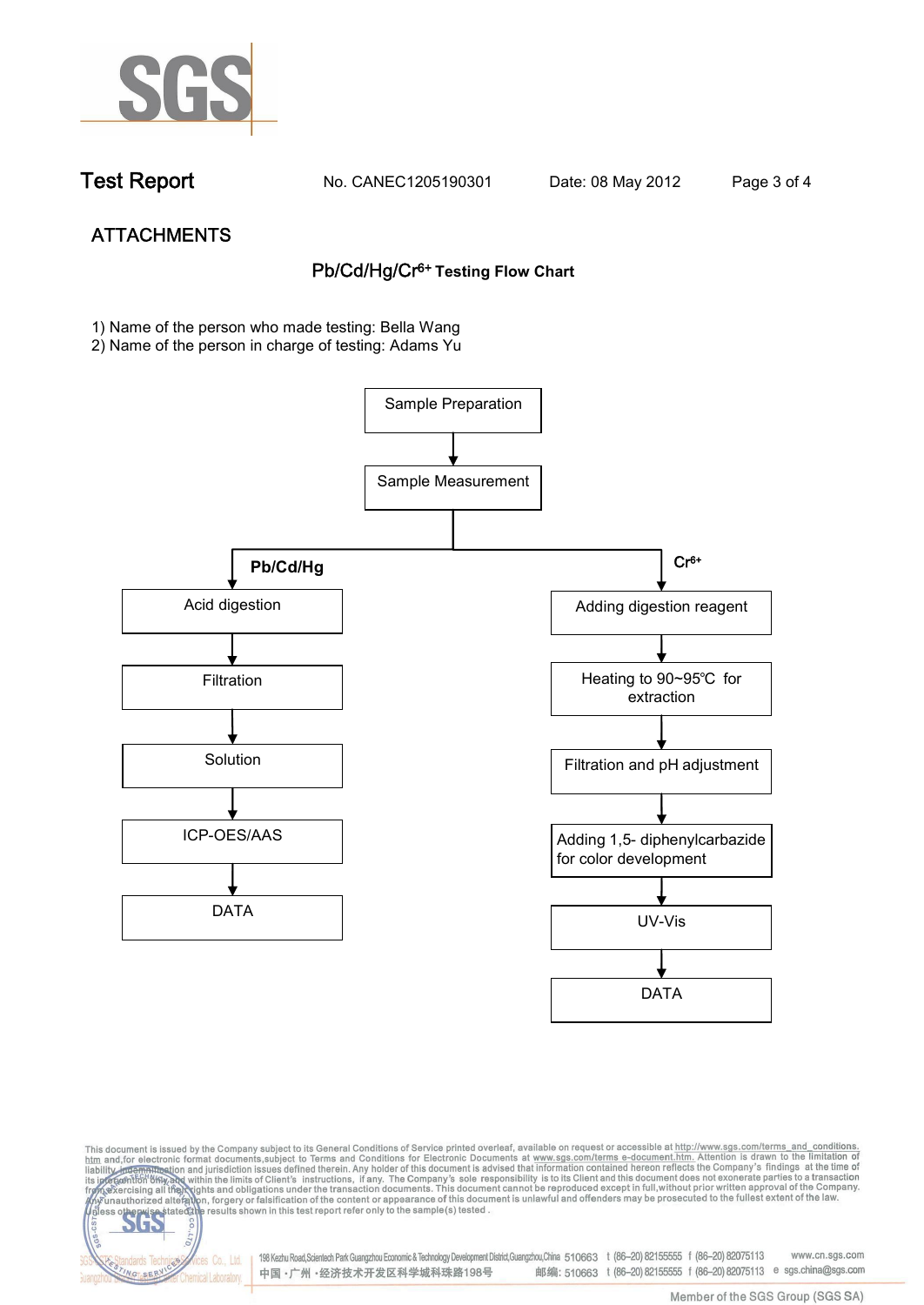## ATTACHMENTS

### $Pb/Cd/Hg/Cr^{6+}$ Testing Flow Chart

1) Name of the person who made testing: Bella Wang
2) Name of the person in charge of testing: Adams Yu

Sample Preparation

Sample Measurement

**Pb/Cd/Hg**

Acid digestion

Filtration

Solution

ICP-OES/AAS

DATA

$Cr^{6+}$

Adding digestion reagent

Heating to 90~95℃ for extraction

Filtration and pH adjustment

Adding 1,5- diphenylcarbazide for color development

UV-Vis

DATA

This document is issued by the Company subject to its General Conditions of Service printed overleaf, available on request or accessible at http://www.sgs.com/terms_and_conditions.htm and,for electronic format documents,subject to Terms and Conditions for Electronic Documents at www.sgs.com/terms_e-document.htm. Attention is drawn to the limitation of liability, indemnification and jurisdiction issues defined therein. Any holder of this document is advised that information contained hereon reflects the Company's findings at the time of its intervention only and within the limits of Client's instructions, if any. The Company's sole responsibility is to its Client and this document does not exonerate parties to a transaction from exercising all their rights and obligations under the transaction documents. This document cannot be reproduced except in full,without prior written approval of the Company. Any unauthorized alteration, forgery or falsification of the content or appearance of this document is unlawful and offenders may be prosecuted to the fullest extent of the law. Unless otherwise stated the results shown in this test report refer only to the sample(s) tested .

198 Kezhu Road,Scientech Park Guangzhou Economic & Technology Development District,Guangzhou,China 510663 t (86–20) 82155555 f (86–20) 82075113 www.cn.sgs.com
中国・广州・经济技术开发区科学城科珠路198号 邮编: 510663 t (86–20) 82155555 f (86–20) 82075113 e sgs.china@sgs.com

Member of the SGS Group (SGS SA)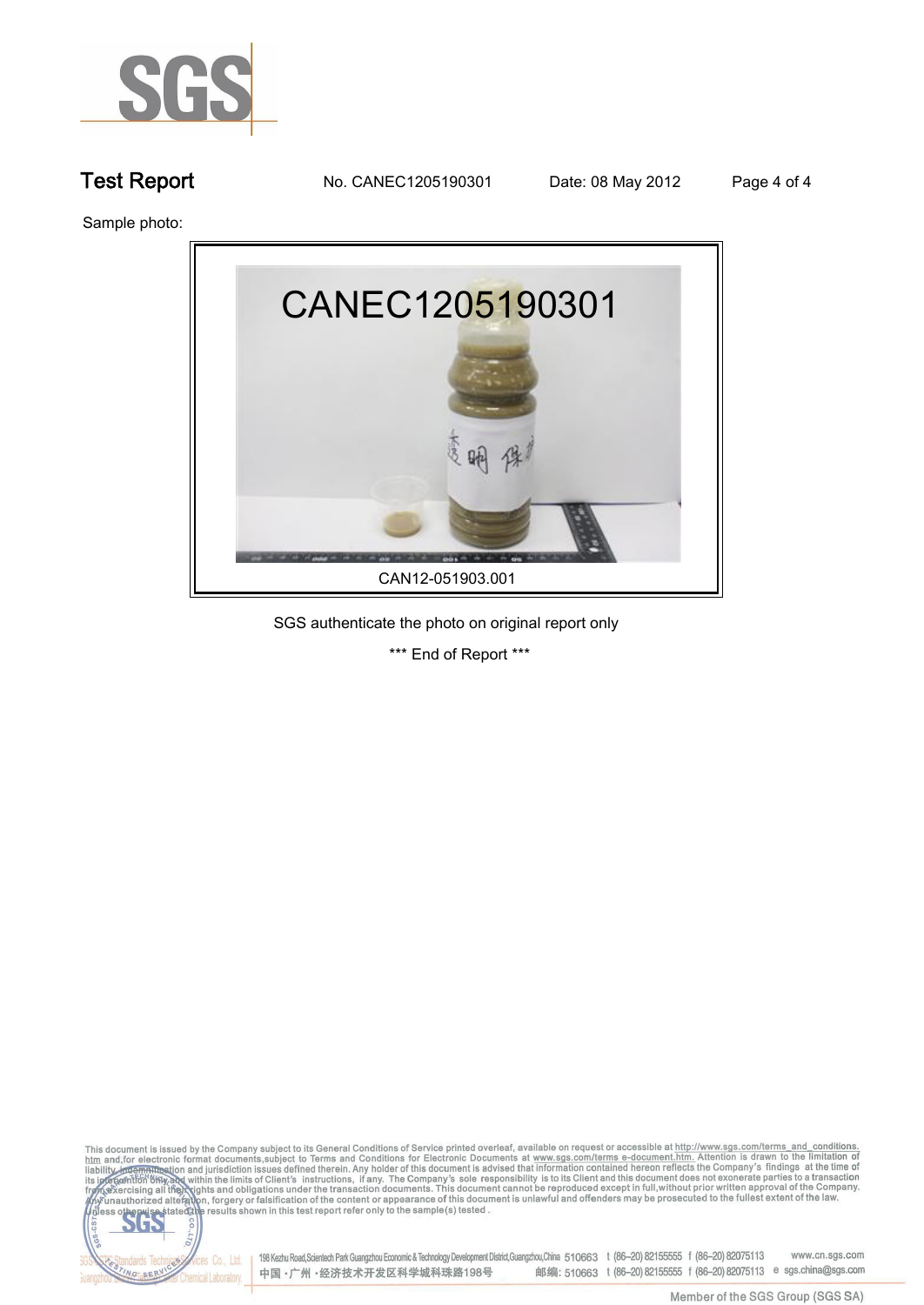**Test Report** No. CANEC1205190301 Date: 08 May 2012

Sample photo:

CANEC1205190301

CAN12-051903.001

SGS authenticate the photo on original report only

\*\*\* End of Report \*\*\*

This document is issued by the Company subject to its General Conditions of Service printed overleaf, available on request or accessible at http://www.sgs.com/terms_and_conditions.htm and,for electronic format documents,subject to Terms and Conditions for Electronic Documents at www.sgs.com/terms e-document.htm. Attention is drawn to the limitation of liability, indemnification and jurisdiction issues defined therein. Any holder of this document is advised that information contained hereon reflects the Company's findings at the time of its intervention only and within the limits of Client's instructions, if any. The Company's sole responsibility is to its Client and this document does not exonerate parties to a transaction from exercising all their rights and obligations under the transaction documents. This document cannot be reproduced except in full,without prior written approval of the Company. Any unauthorized alteration, forgery or falsification of the content or appearance of this document is unlawful and offenders may be prosecuted to the fullest extent of the law. Unless otherwise stated the results shown in this test report refer only to the sample(s) tested .

198 Kezhu Road,Scientech Park Guangzhou Economic & Technology Development District,Guangzhou,China 510663 t (86–20) 82155555 f (86–20) 82075113 www.cn.sgs.com
中国 · 广州 · 经济技术开发区科学城科珠路198号 邮编: 510663 t (86–20) 82155555 f (86–20) 82075113 e sgs.china@sgs.com

Member of the SGS Group (SGS SA)